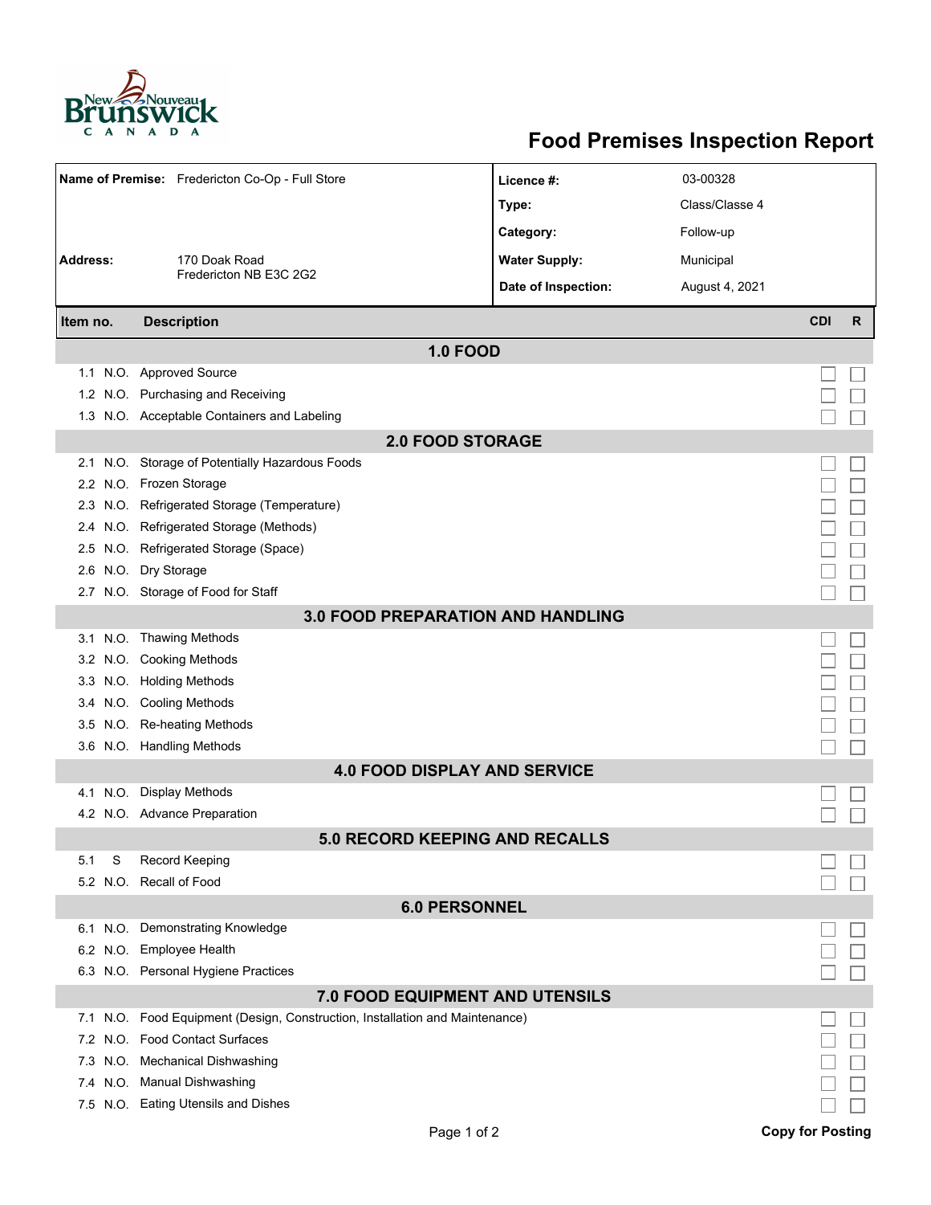# Food Premises Inspection Report

| | | | |
|---|---|---|---|
| **Name of Premise:** | Fredericton Co-Op - Full Store | **Licence #:** | 03-00328 |
| | | **Type:** | Class/Classe 4 |
| | | **Category:** | Follow-up |
| **Address:** | 170 Doak Road<br>Fredericton NB E3C 2G2 | **Water Supply:** | Municipal |
| | | **Date of Inspection:** | August 4, 2021 |

| Item no. | | Description | CDI | R |
|---|---|---|---|---|
| **1.0 FOOD** | | | | |
| 1.1 | N.O. | Approved Source | ☐ | ☐ |
| 1.2 | N.O. | Purchasing and Receiving | ☐ | ☐ |
| 1.3 | N.O. | Acceptable Containers and Labeling | ☐ | ☐ |
| **2.0 FOOD STORAGE** | | | | |
| 2.1 | N.O. | Storage of Potentially Hazardous Foods | ☐ | ☐ |
| 2.2 | N.O. | Frozen Storage | ☐ | ☐ |
| 2.3 | N.O. | Refrigerated Storage (Temperature) | ☐ | ☐ |
| 2.4 | N.O. | Refrigerated Storage (Methods) | ☐ | ☐ |
| 2.5 | N.O. | Refrigerated Storage (Space) | ☐ | ☐ |
| 2.6 | N.O. | Dry Storage | ☐ | ☐ |
| 2.7 | N.O. | Storage of Food for Staff | ☐ | ☐ |
| **3.0 FOOD PREPARATION AND HANDLING** | | | | |
| 3.1 | N.O. | Thawing Methods | ☐ | ☐ |
| 3.2 | N.O. | Cooking Methods | ☐ | ☐ |
| 3.3 | N.O. | Holding Methods | ☐ | ☐ |
| 3.4 | N.O. | Cooling Methods | ☐ | ☐ |
| 3.5 | N.O. | Re-heating Methods | ☐ | ☐ |
| 3.6 | N.O. | Handling Methods | ☐ | ☐ |
| **4.0 FOOD DISPLAY AND SERVICE** | | | | |
| 4.1 | N.O. | Display Methods | ☐ | ☐ |
| 4.2 | N.O. | Advance Preparation | ☐ | ☐ |
| **5.0 RECORD KEEPING AND RECALLS** | | | | |
| 5.1 | S | Record Keeping | ☐ | ☐ |
| 5.2 | N.O. | Recall of Food | ☐ | ☐ |
| **6.0 PERSONNEL** | | | | |
| 6.1 | N.O. | Demonstrating Knowledge | ☐ | ☐ |
| 6.2 | N.O. | Employee Health | ☐ | ☐ |
| 6.3 | N.O. | Personal Hygiene Practices | ☐ | ☐ |
| **7.0 FOOD EQUIPMENT AND UTENSILS** | | | | |
| 7.1 | N.O. | Food Equipment (Design, Construction, Installation and Maintenance) | ☐ | ☐ |
| 7.2 | N.O. | Food Contact Surfaces | ☐ | ☐ |
| 7.3 | N.O. | Mechanical Dishwashing | ☐ | ☐ |
| 7.4 | N.O. | Manual Dishwashing | ☐ | ☐ |
| 7.5 | N.O. | Eating Utensils and Dishes | ☐ | ☐ |

**Copy for Posting**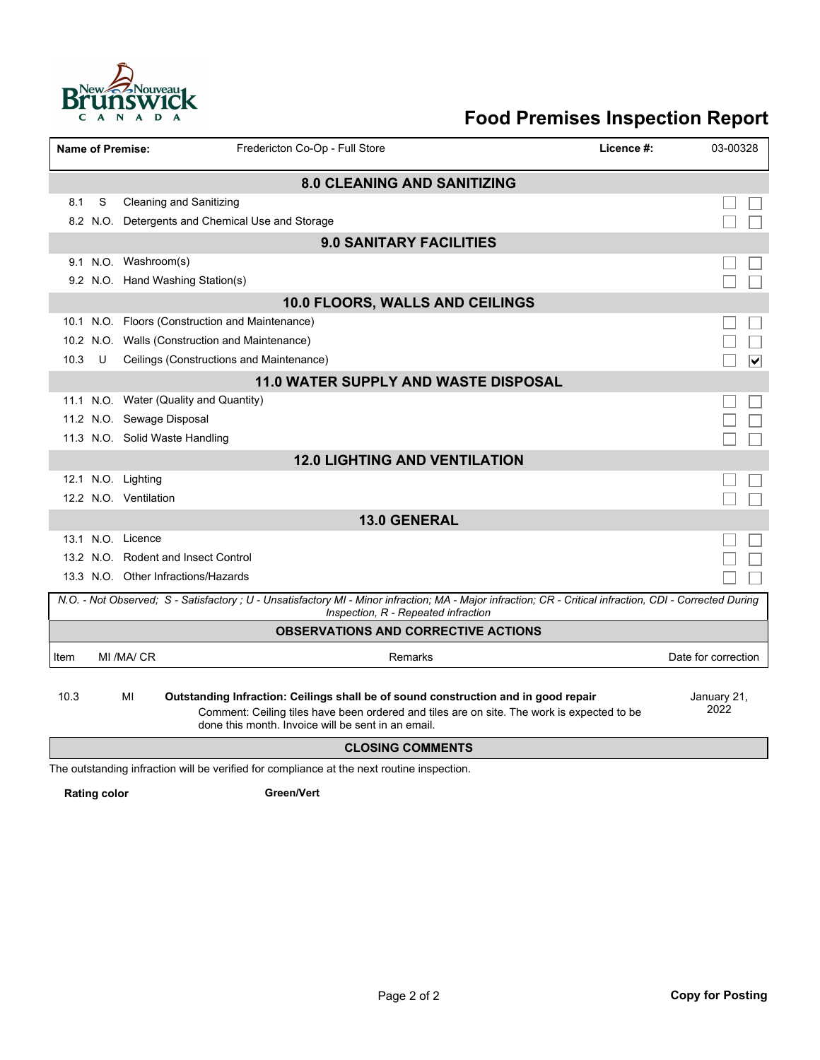# Food Premises Inspection Report

| **Name of Premise:** | Fredericton Co-Op - Full Store | **Licence #:** | 03-00328 |
|---|---|---|---|

## 8.0 CLEANING AND SANITIZING

| | | | | |
|---|---|---|---|---|
| 8.1 | S | Cleaning and Sanitizing | ☐ | ☐ |
| 8.2 | N.O. | Detergents and Chemical Use and Storage | ☐ | ☐ |

## 9.0 SANITARY FACILITIES

| | | | | |
|---|---|---|---|---|
| 9.1 | N.O. | Washroom(s) | ☐ | ☐ |
| 9.2 | N.O. | Hand Washing Station(s) | ☐ | ☐ |

## 10.0 FLOORS, WALLS AND CEILINGS

| | | | | |
|---|---|---|---|---|
| 10.1 | N.O. | Floors (Construction and Maintenance) | ☐ | ☐ |
| 10.2 | N.O. | Walls (Construction and Maintenance) | ☐ | ☐ |
| 10.3 | U | Ceilings (Constructions and Maintenance) | ☐ | ☑ |

## 11.0 WATER SUPPLY AND WASTE DISPOSAL

| | | | | |
|---|---|---|---|---|
| 11.1 | N.O. | Water (Quality and Quantity) | ☐ | ☐ |
| 11.2 | N.O. | Sewage Disposal | ☐ | ☐ |
| 11.3 | N.O. | Solid Waste Handling | ☐ | ☐ |

## 12.0 LIGHTING AND VENTILATION

| | | | | |
|---|---|---|---|---|
| 12.1 | N.O. | Lighting | ☐ | ☐ |
| 12.2 | N.O. | Ventilation | ☐ | ☐ |

## 13.0 GENERAL

| | | | | |
|---|---|---|---|---|
| 13.1 | N.O. | Licence | ☐ | ☐ |
| 13.2 | N.O. | Rodent and Insect Control | ☐ | ☐ |
| 13.3 | N.O. | Other Infractions/Hazards | ☐ | ☐ |

*N.O. - Not Observed; S - Satisfactory ; U - Unsatisfactory MI - Minor infraction; MA - Major infraction; CR - Critical infraction, CDI - Corrected During Inspection, R - Repeated infraction*

## OBSERVATIONS AND CORRECTIVE ACTIONS

| Item | MI /MA/ CR | Remarks | Date for correction |
|---|---|---|---|
| 10.3 | MI | **Outstanding Infraction: Ceilings shall be of sound construction and in good repair** Comment: Ceiling tiles have been ordered and tiles are on site. The work is expected to be done this month. Invoice will be sent in an email. | January 21, 2022 |

## CLOSING COMMENTS

The outstanding infraction will be verified for compliance at the next routine inspection.

**Rating color** **Green/Vert**

**Copy for Posting**